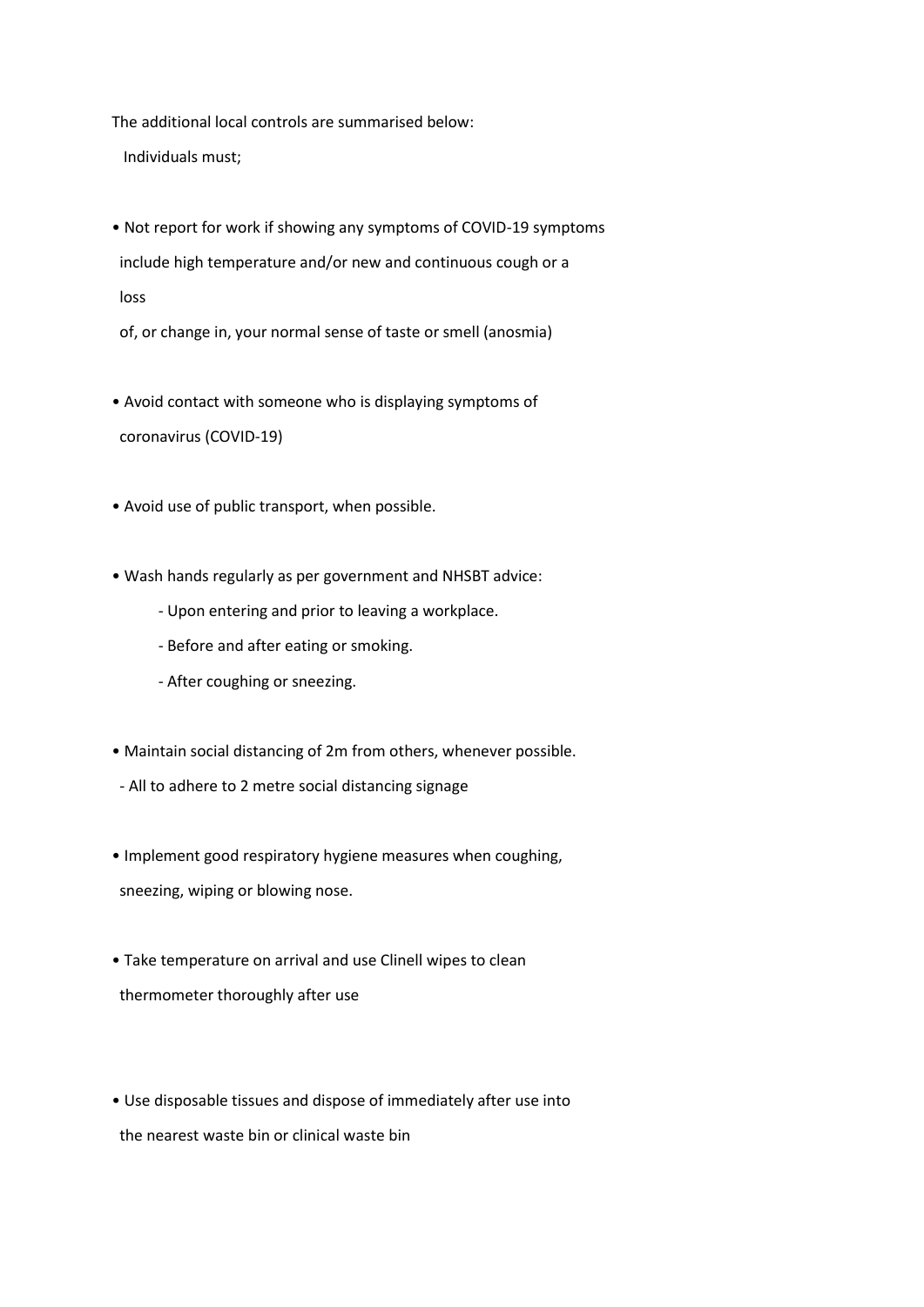The additional local controls are summarised below:

Individuals must;

- Not report for work if showing any symptoms of COVID-19 symptoms include high temperature and/or new and continuous cough or a loss of, or change in, your normal sense of taste or smell (anosmia)

- Avoid contact with someone who is displaying symptoms of coronavirus (COVID-19)

- Avoid use of public transport, when possible.

- Wash hands regularly as per government and NHSBT advice:
    - Upon entering and prior to leaving a workplace.
    - Before and after eating or smoking.
    - After coughing or sneezing.

- Maintain social distancing of 2m from others, whenever possible.
    - All to adhere to 2 metre social distancing signage

- Implement good respiratory hygiene measures when coughing, sneezing, wiping or blowing nose.

- Take temperature on arrival and use Clinell wipes to clean thermometer thoroughly after use

- Use disposable tissues and dispose of immediately after use into the nearest waste bin or clinical waste bin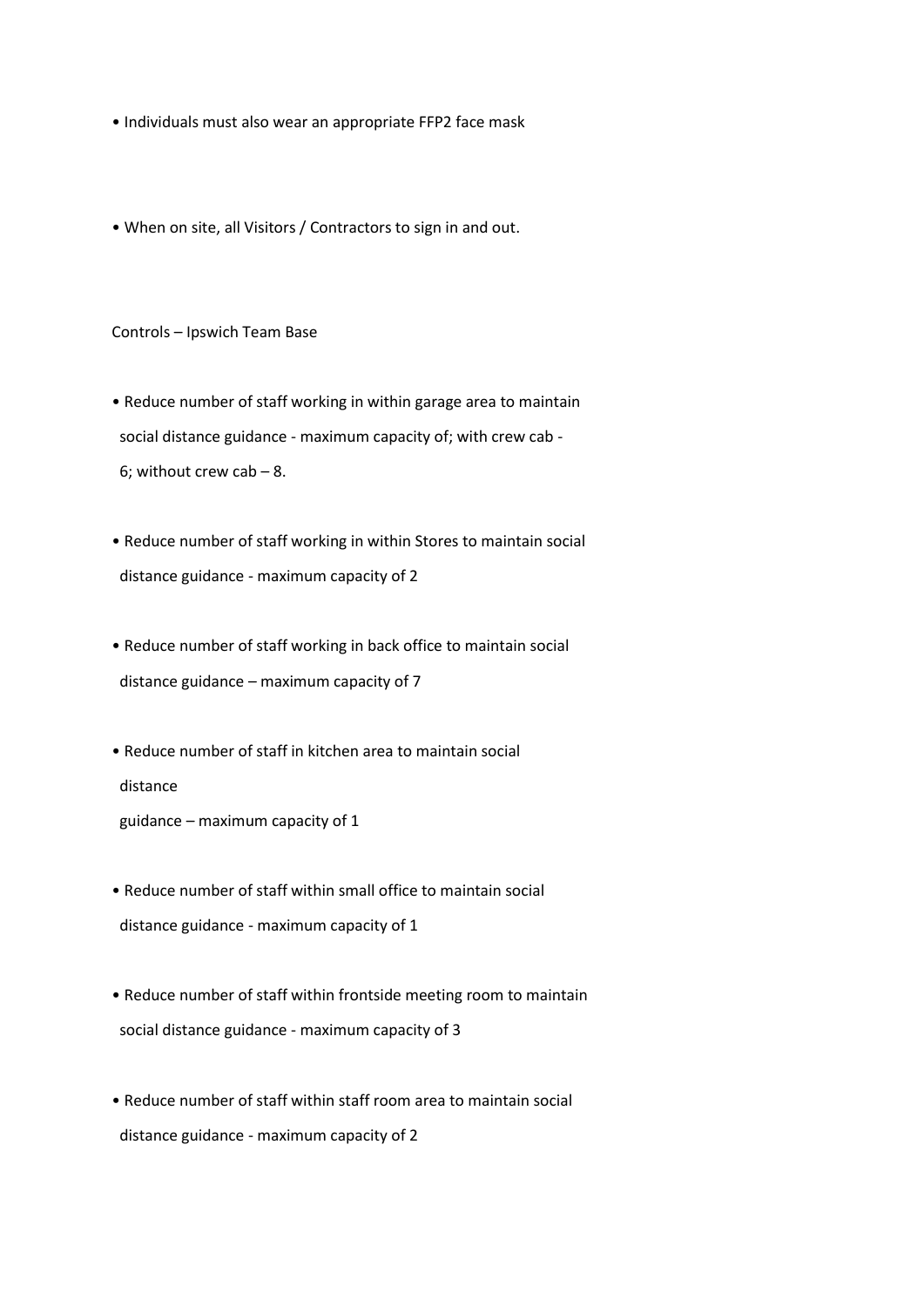- Individuals must also wear an appropriate FFP2 face mask

- When on site, all Visitors / Contractors to sign in and out.

Controls – Ipswich Team Base

- Reduce number of staff working in within garage area to maintain social distance guidance - maximum capacity of; with crew cab - 6; without crew cab – 8.

- Reduce number of staff working in within Stores to maintain social distance guidance - maximum capacity of 2

- Reduce number of staff working in back office to maintain social distance guidance – maximum capacity of 7

- Reduce number of staff in kitchen area to maintain social distance guidance – maximum capacity of 1

- Reduce number of staff within small office to maintain social distance guidance - maximum capacity of 1

- Reduce number of staff within frontside meeting room to maintain social distance guidance - maximum capacity of 3

- Reduce number of staff within staff room area to maintain social distance guidance - maximum capacity of 2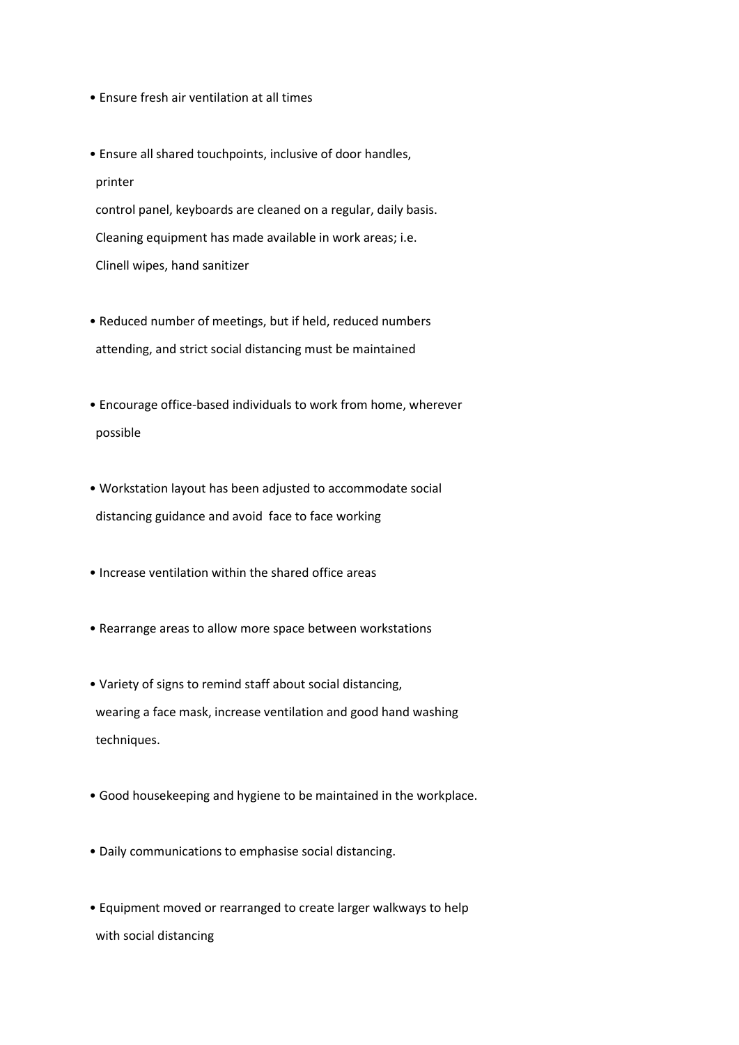- Ensure fresh air ventilation at all times

- Ensure all shared touchpoints, inclusive of door handles, printer control panel, keyboards are cleaned on a regular, daily basis. Cleaning equipment has made available in work areas; i.e. Clinell wipes, hand sanitizer

- Reduced number of meetings, but if held, reduced numbers attending, and strict social distancing must be maintained

- Encourage office-based individuals to work from home, wherever possible

- Workstation layout has been adjusted to accommodate social distancing guidance and avoid face to face working

- Increase ventilation within the shared office areas

- Rearrange areas to allow more space between workstations

- Variety of signs to remind staff about social distancing, wearing a face mask, increase ventilation and good hand washing techniques.

- Good housekeeping and hygiene to be maintained in the workplace.

- Daily communications to emphasise social distancing.

- Equipment moved or rearranged to create larger walkways to help with social distancing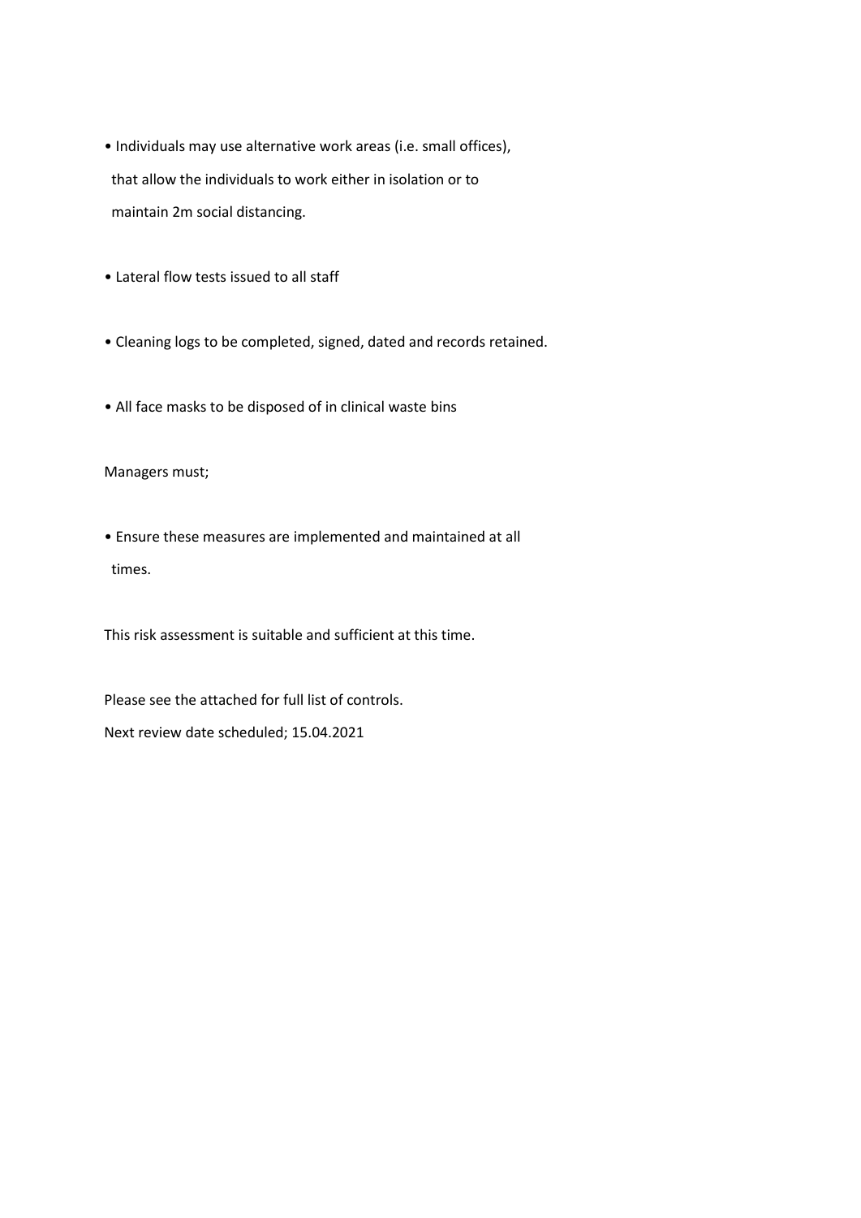- Individuals may use alternative work areas (i.e. small offices), that allow the individuals to work either in isolation or to maintain 2m social distancing.

- Lateral flow tests issued to all staff

- Cleaning logs to be completed, signed, dated and records retained.

- All face masks to be disposed of in clinical waste bins

Managers must;

- Ensure these measures are implemented and maintained at all times.

This risk assessment is suitable and sufficient at this time.

Please see the attached for full list of controls.

Next review date scheduled; 15.04.2021